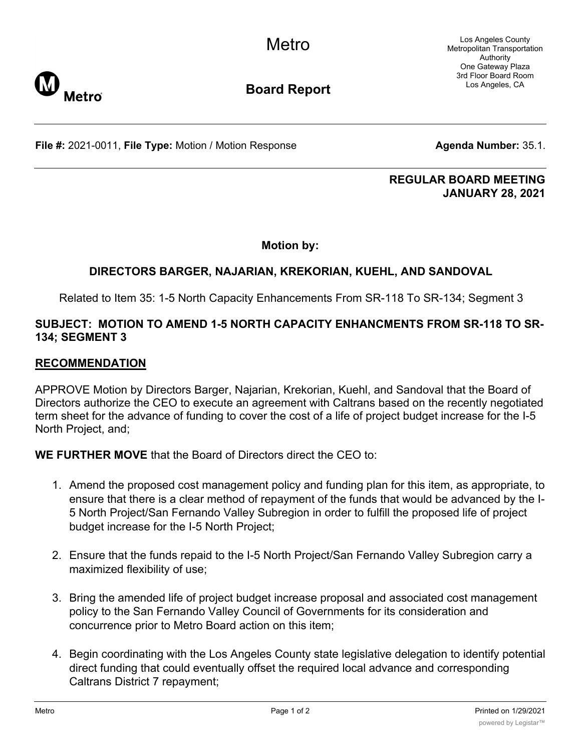Metro

Los Angeles County Metropolitan Transportation Authority
One Gateway Plaza
3rd Floor Board Room
Los Angeles, CA

**Board Report**

**File #:** 2021-0011, **File Type:** Motion / Motion Response **Agenda Number:** 35.1.

**REGULAR BOARD MEETING**
**JANUARY 28, 2021**

**Motion by:**

**DIRECTORS BARGER, NAJARIAN, KREKORIAN, KUEHL, AND SANDOVAL**

Related to Item 35: 1-5 North Capacity Enhancements From SR-118 To SR-134; Segment 3

**SUBJECT: MOTION TO AMEND 1-5 NORTH CAPACITY ENHANCMENTS FROM SR-118 TO SR-134; SEGMENT 3**

## RECOMMENDATION

APPROVE Motion by Directors Barger, Najarian, Krekorian, Kuehl, and Sandoval that the Board of Directors authorize the CEO to execute an agreement with Caltrans based on the recently negotiated term sheet for the advance of funding to cover the cost of a life of project budget increase for the I-5 North Project, and;

**WE FURTHER MOVE** that the Board of Directors direct the CEO to:

1. Amend the proposed cost management policy and funding plan for this item, as appropriate, to ensure that there is a clear method of repayment of the funds that would be advanced by the I-5 North Project/San Fernando Valley Subregion in order to fulfill the proposed life of project budget increase for the I-5 North Project;

2. Ensure that the funds repaid to the I-5 North Project/San Fernando Valley Subregion carry a maximized flexibility of use;

3. Bring the amended life of project budget increase proposal and associated cost management policy to the San Fernando Valley Council of Governments for its consideration and concurrence prior to Metro Board action on this item;

4. Begin coordinating with the Los Angeles County state legislative delegation to identify potential direct funding that could eventually offset the required local advance and corresponding Caltrans District 7 repayment;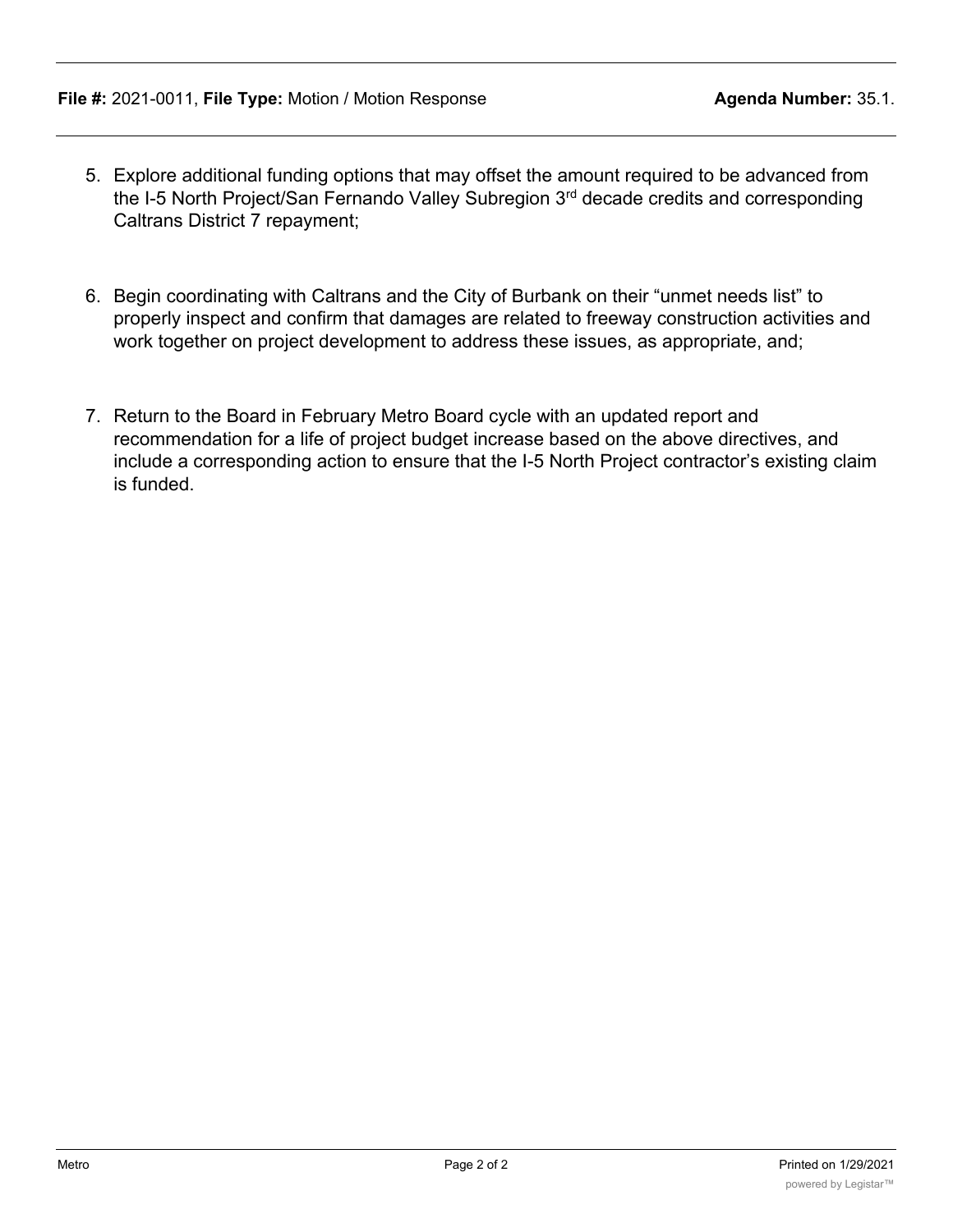5. Explore additional funding options that may offset the amount required to be advanced from the I-5 North Project/San Fernando Valley Subregion 3rd decade credits and corresponding Caltrans District 7 repayment;

6. Begin coordinating with Caltrans and the City of Burbank on their "unmet needs list" to properly inspect and confirm that damages are related to freeway construction activities and work together on project development to address these issues, as appropriate, and;

7. Return to the Board in February Metro Board cycle with an updated report and recommendation for a life of project budget increase based on the above directives, and include a corresponding action to ensure that the I-5 North Project contractor's existing claim is funded.